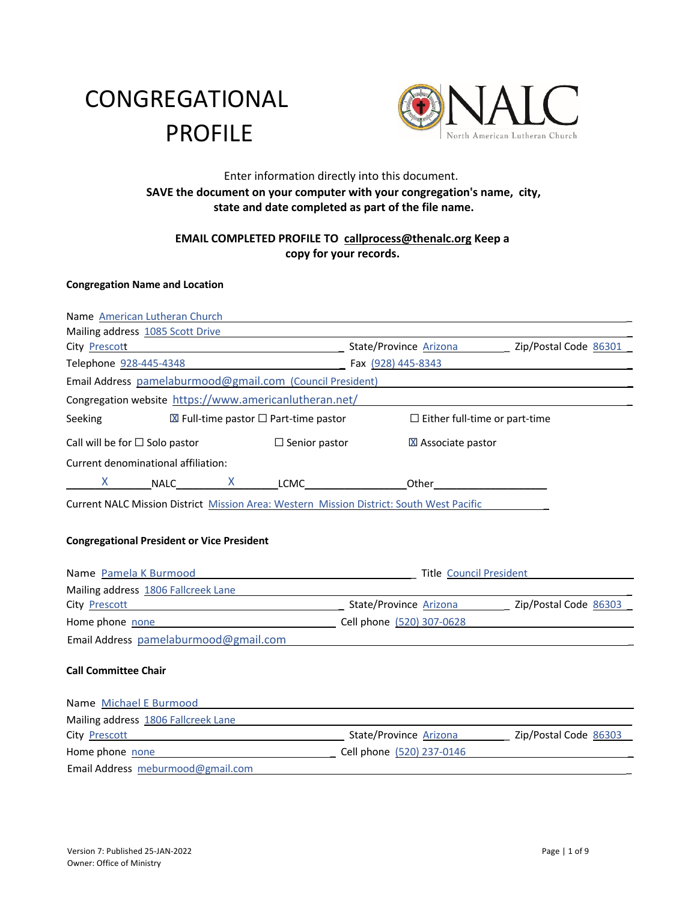# CONGREGATIONAL PROFILE

NALC
North American Lutheran Church

Enter information directly into this document.
**SAVE the document on your computer with your congregation's name, city, state and date completed as part of the file name.**

**EMAIL COMPLETED PROFILE TO callprocess@thenalc.org Keep a copy for your records.**

**Congregation Name and Location**

Name American Lutheran Church
Mailing address 1085 Scott Drive
City Prescott State/Province Arizona Zip/Postal Code 86301
Telephone 928-445-4348 Fax (928) 445-8343
Email Address pamelaburmood@gmail.com (Council President)
Congregation website https://www.americanlutheran.net/

Seeking ☒ Full-time pastor ☐ Part-time pastor ☐ Either full-time or part-time

Call will be for ☐ Solo pastor ☐ Senior pastor ☒ Associate pastor

Current denominational affiliation:

X NALC X LCMC ______ Other ______

Current NALC Mission District Mission Area: Western Mission District: South West Pacific

**Congregational President or Vice President**

Name Pamela K Burmood Title Council President
Mailing address 1806 Fallcreek Lane
City Prescott State/Province Arizona Zip/Postal Code 86303
Home phone none Cell phone (520) 307-0628
Email Address pamelaburmood@gmail.com

**Call Committee Chair**

Name Michael E Burmood
Mailing address 1806 Fallcreek Lane
City Prescott State/Province Arizona Zip/Postal Code 86303
Home phone none Cell phone (520) 237-0146
Email Address meburmood@gmail.com

Version 7: Published 25-JAN-2022
Owner: Office of Ministry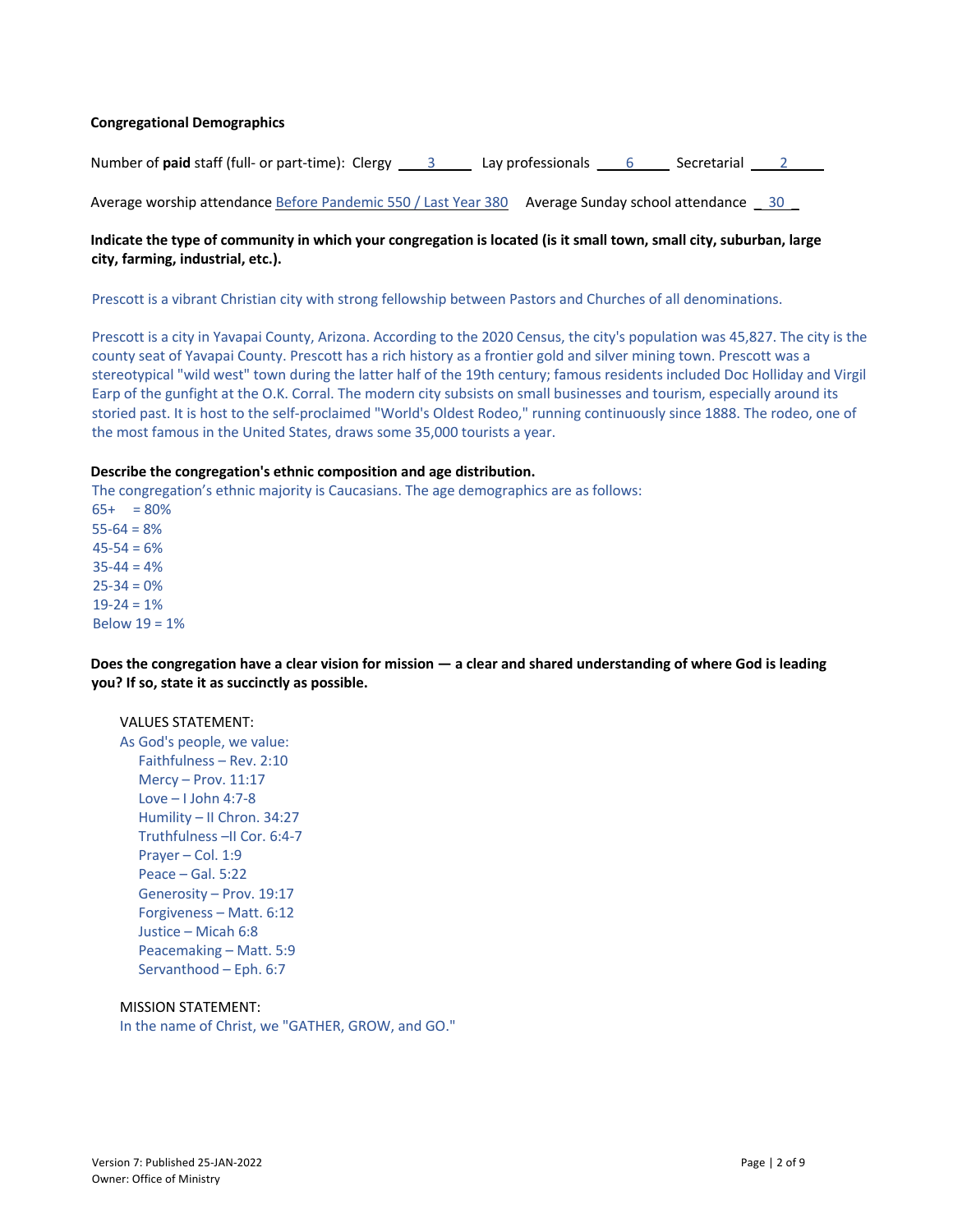**Congregational Demographics**

Number of **paid** staff (full- or part-time): Clergy ___3___ Lay professionals ___6___ Secretarial ___2___

Average worship attendance Before Pandemic 550 / Last Year 380 Average Sunday school attendance _30_

**Indicate the type of community in which your congregation is located (is it small town, small city, suburban, large city, farming, industrial, etc.).**

Prescott is a vibrant Christian city with strong fellowship between Pastors and Churches of all denominations.

Prescott is a city in Yavapai County, Arizona. According to the 2020 Census, the city's population was 45,827. The city is the county seat of Yavapai County. Prescott has a rich history as a frontier gold and silver mining town. Prescott was a stereotypical "wild west" town during the latter half of the 19th century; famous residents included Doc Holliday and Virgil Earp of the gunfight at the O.K. Corral. The modern city subsists on small businesses and tourism, especially around its storied past. It is host to the self-proclaimed "World's Oldest Rodeo," running continuously since 1888. The rodeo, one of the most famous in the United States, draws some 35,000 tourists a year.

**Describe the congregation's ethnic composition and age distribution.**

The congregation's ethnic majority is Caucasians. The age demographics are as follows:

65+ = 80%
55-64 = 8%
45-54 = 6%
35-44 = 4%
25-34 = 0%
19-24 = 1%
Below 19 = 1%

**Does the congregation have a clear vision for mission — a clear and shared understanding of where God is leading you? If so, state it as succinctly as possible.**

VALUES STATEMENT:

As God's people, we value:

- Faithfulness – Rev. 2:10
- Mercy – Prov. 11:17
- Love – I John 4:7-8
- Humility – II Chron. 34:27
- Truthfulness –II Cor. 6:4-7
- Prayer – Col. 1:9
- Peace – Gal. 5:22
- Generosity – Prov. 19:17
- Forgiveness – Matt. 6:12
- Justice – Micah 6:8
- Peacemaking – Matt. 5:9
- Servanthood – Eph. 6:7

MISSION STATEMENT:

In the name of Christ, we "GATHER, GROW, and GO."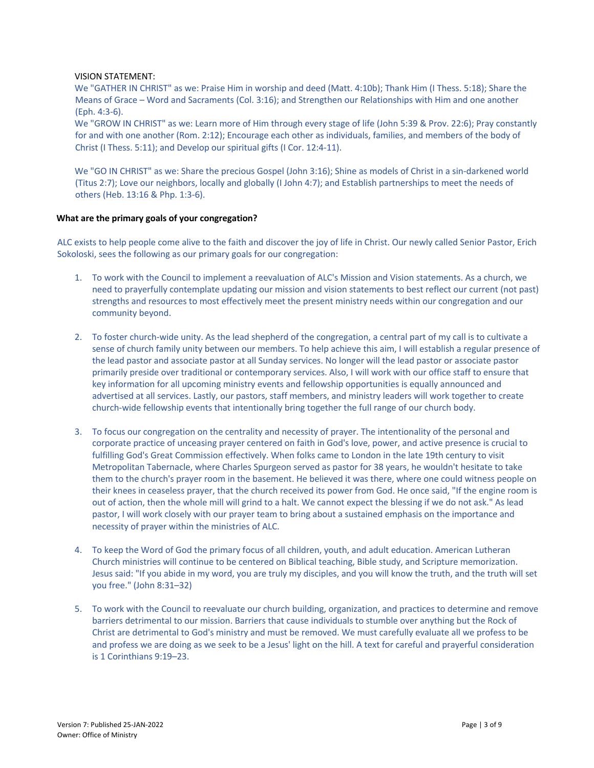VISION STATEMENT:

We "GATHER IN CHRIST" as we: Praise Him in worship and deed (Matt. 4:10b); Thank Him (I Thess. 5:18); Share the Means of Grace – Word and Sacraments (Col. 3:16); and Strengthen our Relationships with Him and one another (Eph. 4:3-6).

We "GROW IN CHRIST" as we: Learn more of Him through every stage of life (John 5:39 & Prov. 22:6); Pray constantly for and with one another (Rom. 2:12); Encourage each other as individuals, families, and members of the body of Christ (I Thess. 5:11); and Develop our spiritual gifts (I Cor. 12:4-11).

We "GO IN CHRIST" as we: Share the precious Gospel (John 3:16); Shine as models of Christ in a sin-darkened world (Titus 2:7); Love our neighbors, locally and globally (I John 4:7); and Establish partnerships to meet the needs of others (Heb. 13:16 & Php. 1:3-6).

**What are the primary goals of your congregation?**

ALC exists to help people come alive to the faith and discover the joy of life in Christ. Our newly called Senior Pastor, Erich Sokoloski, sees the following as our primary goals for our congregation:

1. To work with the Council to implement a reevaluation of ALC's Mission and Vision statements. As a church, we need to prayerfully contemplate updating our mission and vision statements to best reflect our current (not past) strengths and resources to most effectively meet the present ministry needs within our congregation and our community beyond.

2. To foster church-wide unity. As the lead shepherd of the congregation, a central part of my call is to cultivate a sense of church family unity between our members. To help achieve this aim, I will establish a regular presence of the lead pastor and associate pastor at all Sunday services. No longer will the lead pastor or associate pastor primarily preside over traditional or contemporary services. Also, I will work with our office staff to ensure that key information for all upcoming ministry events and fellowship opportunities is equally announced and advertised at all services. Lastly, our pastors, staff members, and ministry leaders will work together to create church-wide fellowship events that intentionally bring together the full range of our church body.

3. To focus our congregation on the centrality and necessity of prayer. The intentionality of the personal and corporate practice of unceasing prayer centered on faith in God's love, power, and active presence is crucial to fulfilling God's Great Commission effectively. When folks came to London in the late 19th century to visit Metropolitan Tabernacle, where Charles Spurgeon served as pastor for 38 years, he wouldn't hesitate to take them to the church's prayer room in the basement. He believed it was there, where one could witness people on their knees in ceaseless prayer, that the church received its power from God. He once said, "If the engine room is out of action, then the whole mill will grind to a halt. We cannot expect the blessing if we do not ask." As lead pastor, I will work closely with our prayer team to bring about a sustained emphasis on the importance and necessity of prayer within the ministries of ALC.

4. To keep the Word of God the primary focus of all children, youth, and adult education. American Lutheran Church ministries will continue to be centered on Biblical teaching, Bible study, and Scripture memorization. Jesus said: "If you abide in my word, you are truly my disciples, and you will know the truth, and the truth will set you free." (John 8:31–32)

5. To work with the Council to reevaluate our church building, organization, and practices to determine and remove barriers detrimental to our mission. Barriers that cause individuals to stumble over anything but the Rock of Christ are detrimental to God's ministry and must be removed. We must carefully evaluate all we profess to be and profess we are doing as we seek to be a Jesus' light on the hill. A text for careful and prayerful consideration is 1 Corinthians 9:19–23.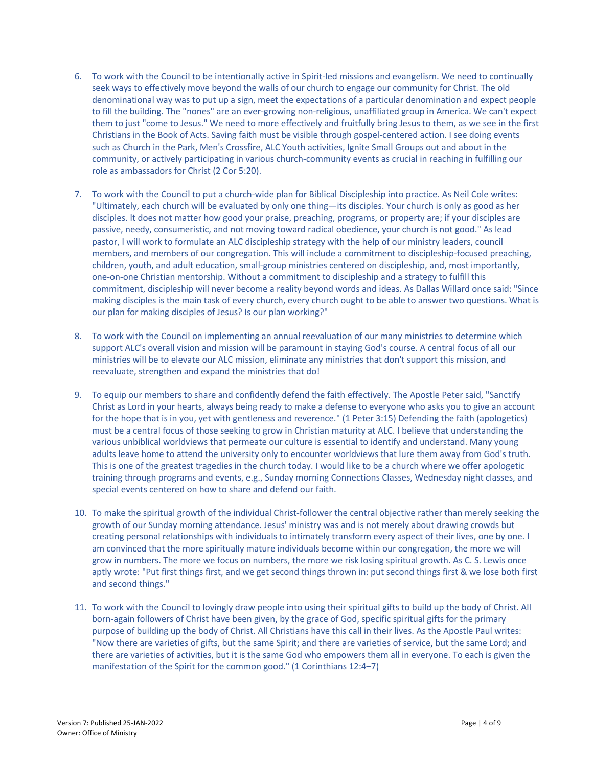6. To work with the Council to be intentionally active in Spirit-led missions and evangelism. We need to continually seek ways to effectively move beyond the walls of our church to engage our community for Christ. The old denominational way was to put up a sign, meet the expectations of a particular denomination and expect people to fill the building. The "nones" are an ever-growing non-religious, unaffiliated group in America. We can't expect them to just "come to Jesus." We need to more effectively and fruitfully bring Jesus to them, as we see in the first Christians in the Book of Acts. Saving faith must be visible through gospel-centered action. I see doing events such as Church in the Park, Men's Crossfire, ALC Youth activities, Ignite Small Groups out and about in the community, or actively participating in various church-community events as crucial in reaching in fulfilling our role as ambassadors for Christ (2 Cor 5:20).

7. To work with the Council to put a church-wide plan for Biblical Discipleship into practice. As Neil Cole writes: "Ultimately, each church will be evaluated by only one thing—its disciples. Your church is only as good as her disciples. It does not matter how good your praise, preaching, programs, or property are; if your disciples are passive, needy, consumeristic, and not moving toward radical obedience, your church is not good." As lead pastor, I will work to formulate an ALC discipleship strategy with the help of our ministry leaders, council members, and members of our congregation. This will include a commitment to discipleship-focused preaching, children, youth, and adult education, small-group ministries centered on discipleship, and, most importantly, one-on-one Christian mentorship. Without a commitment to discipleship and a strategy to fulfill this commitment, discipleship will never become a reality beyond words and ideas. As Dallas Willard once said: "Since making disciples is the main task of every church, every church ought to be able to answer two questions. What is our plan for making disciples of Jesus? Is our plan working?"

8. To work with the Council on implementing an annual reevaluation of our many ministries to determine which support ALC's overall vision and mission will be paramount in staying God's course. A central focus of all our ministries will be to elevate our ALC mission, eliminate any ministries that don't support this mission, and reevaluate, strengthen and expand the ministries that do!

9. To equip our members to share and confidently defend the faith effectively. The Apostle Peter said, "Sanctify Christ as Lord in your hearts, always being ready to make a defense to everyone who asks you to give an account for the hope that is in you, yet with gentleness and reverence." (1 Peter 3:15) Defending the faith (apologetics) must be a central focus of those seeking to grow in Christian maturity at ALC. I believe that understanding the various unbiblical worldviews that permeate our culture is essential to identify and understand. Many young adults leave home to attend the university only to encounter worldviews that lure them away from God's truth. This is one of the greatest tragedies in the church today. I would like to be a church where we offer apologetic training through programs and events, e.g., Sunday morning Connections Classes, Wednesday night classes, and special events centered on how to share and defend our faith.

10. To make the spiritual growth of the individual Christ-follower the central objective rather than merely seeking the growth of our Sunday morning attendance. Jesus' ministry was and is not merely about drawing crowds but creating personal relationships with individuals to intimately transform every aspect of their lives, one by one. I am convinced that the more spiritually mature individuals become within our congregation, the more we will grow in numbers. The more we focus on numbers, the more we risk losing spiritual growth. As C. S. Lewis once aptly wrote: "Put first things first, and we get second things thrown in: put second things first & we lose both first and second things."

11. To work with the Council to lovingly draw people into using their spiritual gifts to build up the body of Christ. All born-again followers of Christ have been given, by the grace of God, specific spiritual gifts for the primary purpose of building up the body of Christ. All Christians have this call in their lives. As the Apostle Paul writes: "Now there are varieties of gifts, but the same Spirit; and there are varieties of service, but the same Lord; and there are varieties of activities, but it is the same God who empowers them all in everyone. To each is given the manifestation of the Spirit for the common good." (1 Corinthians 12:4–7)

Version 7: Published 25-JAN-2022
Owner: Office of Ministry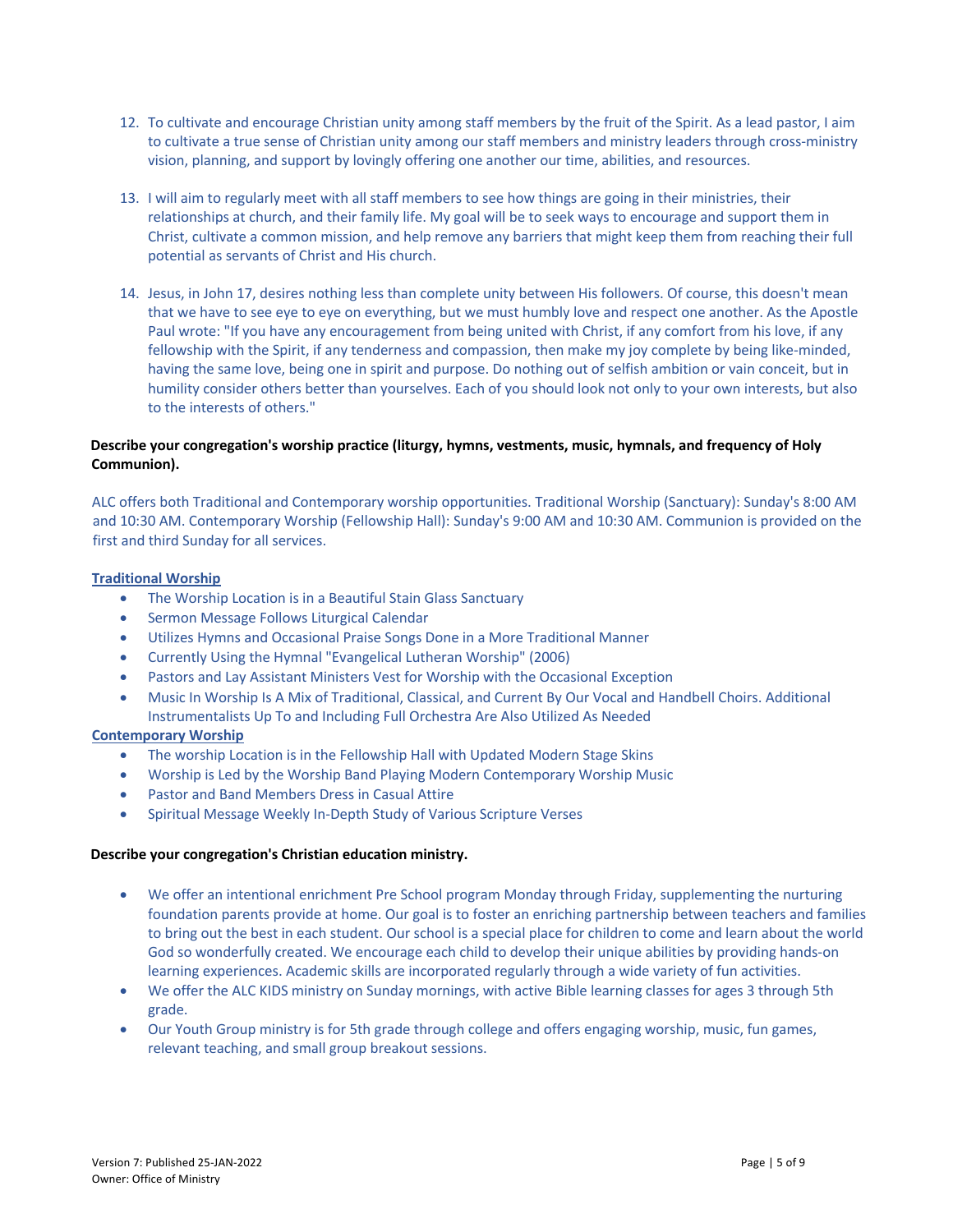12. To cultivate and encourage Christian unity among staff members by the fruit of the Spirit. As a lead pastor, I aim to cultivate a true sense of Christian unity among our staff members and ministry leaders through cross-ministry vision, planning, and support by lovingly offering one another our time, abilities, and resources.

13. I will aim to regularly meet with all staff members to see how things are going in their ministries, their relationships at church, and their family life. My goal will be to seek ways to encourage and support them in Christ, cultivate a common mission, and help remove any barriers that might keep them from reaching their full potential as servants of Christ and His church.

14. Jesus, in John 17, desires nothing less than complete unity between His followers. Of course, this doesn't mean that we have to see eye to eye on everything, but we must humbly love and respect one another. As the Apostle Paul wrote: "If you have any encouragement from being united with Christ, if any comfort from his love, if any fellowship with the Spirit, if any tenderness and compassion, then make my joy complete by being like-minded, having the same love, being one in spirit and purpose. Do nothing out of selfish ambition or vain conceit, but in humility consider others better than yourselves. Each of you should look not only to your own interests, but also to the interests of others."

**Describe your congregation's worship practice (liturgy, hymns, vestments, music, hymnals, and frequency of Holy Communion).**

ALC offers both Traditional and Contemporary worship opportunities. Traditional Worship (Sanctuary): Sunday's 8:00 AM and 10:30 AM. Contemporary Worship (Fellowship Hall): Sunday's 9:00 AM and 10:30 AM. Communion is provided on the first and third Sunday for all services.

**Traditional Worship**

- The Worship Location is in a Beautiful Stain Glass Sanctuary
- Sermon Message Follows Liturgical Calendar
- Utilizes Hymns and Occasional Praise Songs Done in a More Traditional Manner
- Currently Using the Hymnal "Evangelical Lutheran Worship" (2006)
- Pastors and Lay Assistant Ministers Vest for Worship with the Occasional Exception
- Music In Worship Is A Mix of Traditional, Classical, and Current By Our Vocal and Handbell Choirs. Additional Instrumentalists Up To and Including Full Orchestra Are Also Utilized As Needed

**Contemporary Worship**

- The worship Location is in the Fellowship Hall with Updated Modern Stage Skins
- Worship is Led by the Worship Band Playing Modern Contemporary Worship Music
- Pastor and Band Members Dress in Casual Attire
- Spiritual Message Weekly In-Depth Study of Various Scripture Verses

**Describe your congregation's Christian education ministry.**

- We offer an intentional enrichment Pre School program Monday through Friday, supplementing the nurturing foundation parents provide at home. Our goal is to foster an enriching partnership between teachers and families to bring out the best in each student. Our school is a special place for children to come and learn about the world God so wonderfully created. We encourage each child to develop their unique abilities by providing hands-on learning experiences. Academic skills are incorporated regularly through a wide variety of fun activities.
- We offer the ALC KIDS ministry on Sunday mornings, with active Bible learning classes for ages 3 through 5th grade.
- Our Youth Group ministry is for 5th grade through college and offers engaging worship, music, fun games, relevant teaching, and small group breakout sessions.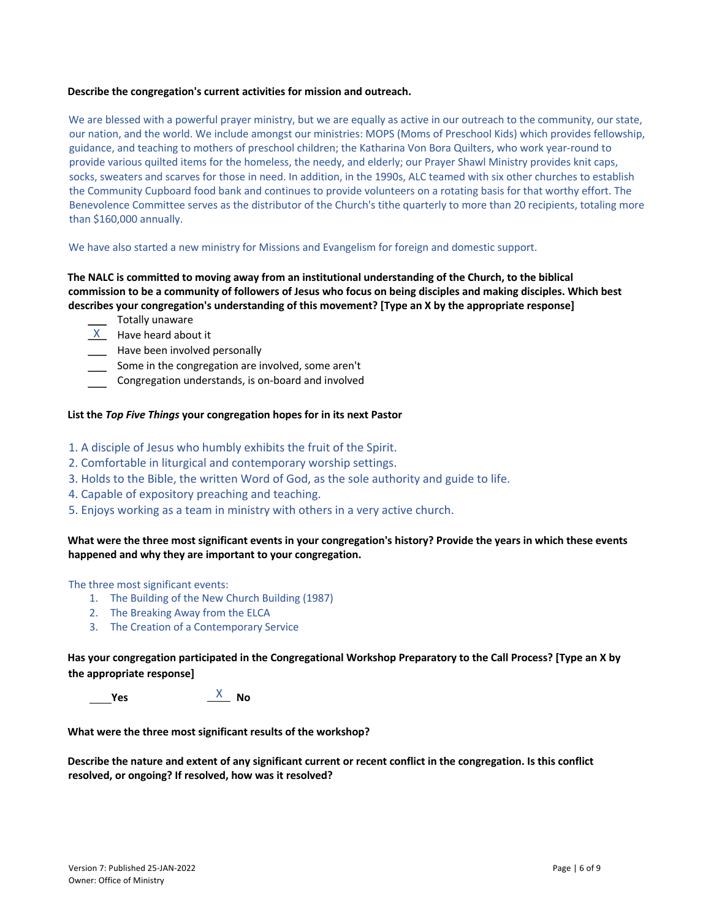**Describe the congregation's current activities for mission and outreach.**

We are blessed with a powerful prayer ministry, but we are equally as active in our outreach to the community, our state, our nation, and the world. We include amongst our ministries: MOPS (Moms of Preschool Kids) which provides fellowship, guidance, and teaching to mothers of preschool children; the Katharina Von Bora Quilters, who work year-round to provide various quilted items for the homeless, the needy, and elderly; our Prayer Shawl Ministry provides knit caps, socks, sweaters and scarves for those in need. In addition, in the 1990s, ALC teamed with six other churches to establish the Community Cupboard food bank and continues to provide volunteers on a rotating basis for that worthy effort. The Benevolence Committee serves as the distributor of the Church's tithe quarterly to more than 20 recipients, totaling more than $160,000 annually.

We have also started a new ministry for Missions and Evangelism for foreign and domestic support.

**The NALC is committed to moving away from an institutional understanding of the Church, to the biblical commission to be a community of followers of Jesus who focus on being disciples and making disciples. Which best describes your congregation's understanding of this movement? [Type an X by the appropriate response]**

- ___ Totally unaware
- _X_ Have heard about it
- ___ Have been involved personally
- ___ Some in the congregation are involved, some aren't
- ___ Congregation understands, is on-board and involved

**List the *Top Five Things* your congregation hopes for in its next Pastor**

1. A disciple of Jesus who humbly exhibits the fruit of the Spirit.
2. Comfortable in liturgical and contemporary worship settings.
3. Holds to the Bible, the written Word of God, as the sole authority and guide to life.
4. Capable of expository preaching and teaching.
5. Enjoys working as a team in ministry with others in a very active church.

**What were the three most significant events in your congregation's history? Provide the years in which these events happened and why they are important to your congregation.**

The three most significant events:

1. The Building of the New Church Building (1987)
2. The Breaking Away from the ELCA
3. The Creation of a Contemporary Service

**Has your congregation participated in the Congregational Workshop Preparatory to the Call Process? [Type an X by the appropriate response]**

____**Yes** _X_ **No**

**What were the three most significant results of the workshop?**

**Describe the nature and extent of any significant current or recent conflict in the congregation. Is this conflict resolved, or ongoing? If resolved, how was it resolved?**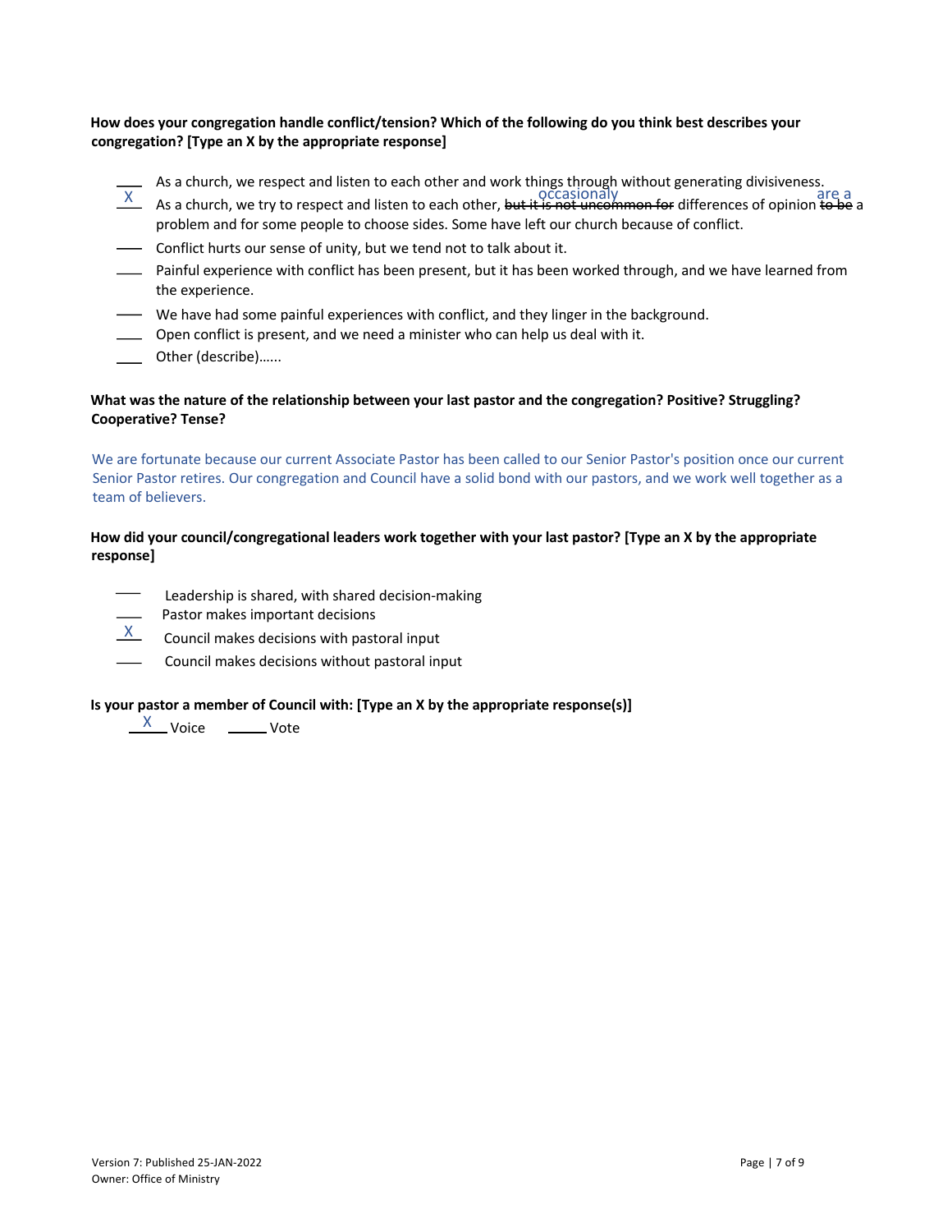**How does your congregation handle conflict/tension? Which of the following do you think best describes your congregation? [Type an X by the appropriate response]**

- ___ As a church, we respect and listen to each other and work things through without generating divisiveness.
- _X_ As a church, we try to respect and listen to each other, ~~but it is not uncommon for~~ occasionaly differences of opinion ~~to be~~ are a a problem and for some people to choose sides. Some have left our church because of conflict.
- ___ Conflict hurts our sense of unity, but we tend not to talk about it.
- ___ Painful experience with conflict has been present, but it has been worked through, and we have learned from the experience.
- ___ We have had some painful experiences with conflict, and they linger in the background.
- ___ Open conflict is present, and we need a minister who can help us deal with it.
- ___ Other (describe)……

**What was the nature of the relationship between your last pastor and the congregation? Positive? Struggling? Cooperative? Tense?**

We are fortunate because our current Associate Pastor has been called to our Senior Pastor's position once our current Senior Pastor retires. Our congregation and Council have a solid bond with our pastors, and we work well together as a team of believers.

**How did your council/congregational leaders work together with your last pastor? [Type an X by the appropriate response]**

- ___ Leadership is shared, with shared decision-making
- ___ Pastor makes important decisions
- _X_ Council makes decisions with pastoral input
- ___ Council makes decisions without pastoral input

**Is your pastor a member of Council with: [Type an X by the appropriate response(s)]**

_X_ Voice ___ Vote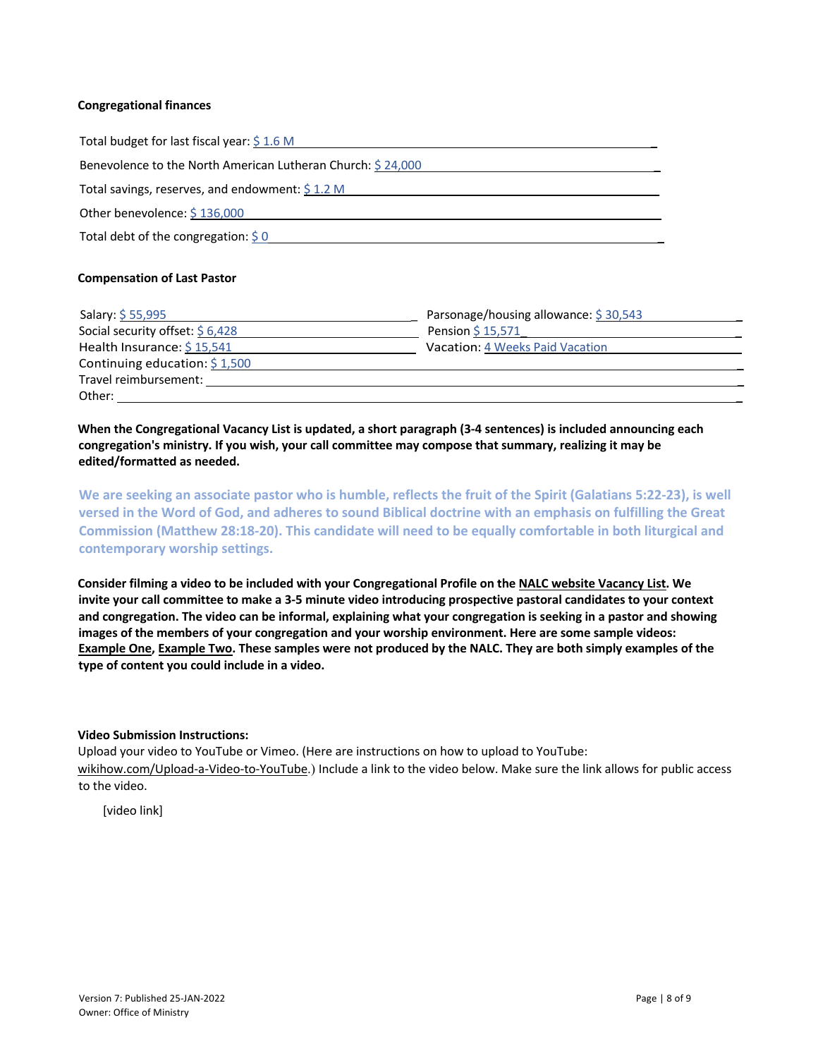**Congregational finances**

Total budget for last fiscal year: $ 1.6 M

Benevolence to the North American Lutheran Church: $ 24,000

Total savings, reserves, and endowment: $ 1.2 M

Other benevolence: $ 136,000

Total debt of the congregation: $ 0

**Compensation of Last Pastor**

| | |
|---|---|
| Salary: $ 55,995 | Parsonage/housing allowance: $ 30,543 |
| Social security offset: $ 6,428 | Pension $ 15,571 |
| Health Insurance: $ 15,541 | Vacation: 4 Weeks Paid Vacation |
| Continuing education: $ 1,500 | |
| Travel reimbursement: | |
| Other: | |

**When the Congregational Vacancy List is updated, a short paragraph (3-4 sentences) is included announcing each congregation's ministry. If you wish, your call committee may compose that summary, realizing it may be edited/formatted as needed.**

**We are seeking an associate pastor who is humble, reflects the fruit of the Spirit (Galatians 5:22-23), is well versed in the Word of God, and adheres to sound Biblical doctrine with an emphasis on fulfilling the Great Commission (Matthew 28:18-20). This candidate will need to be equally comfortable in both liturgical and contemporary worship settings.**

**Consider filming a video to be included with your Congregational Profile on the NALC website Vacancy List. We invite your call committee to make a 3-5 minute video introducing prospective pastoral candidates to your context and congregation. The video can be informal, explaining what your congregation is seeking in a pastor and showing images of the members of your congregation and your worship environment. Here are some sample videos: Example One, Example Two. These samples were not produced by the NALC. They are both simply examples of the type of content you could include in a video.**

**Video Submission Instructions:**
Upload your video to YouTube or Vimeo. (Here are instructions on how to upload to YouTube: wikihow.com/Upload-a-Video-to-YouTube.) Include a link to the video below. Make sure the link allows for public access to the video.

[video link]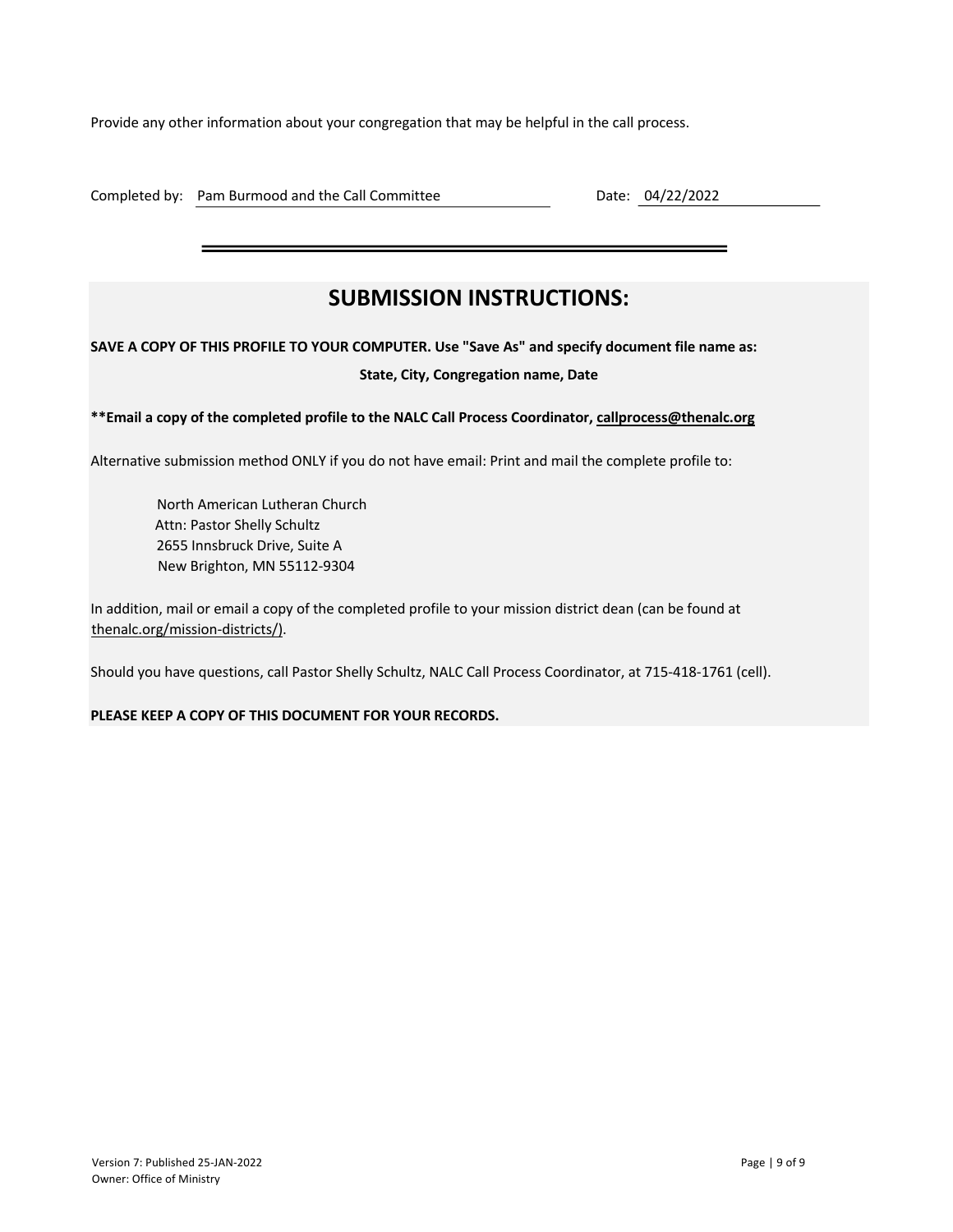Provide any other information about your congregation that may be helpful in the call process.

Completed by: Pam Burmood and the Call Committee Date: 04/22/2022

---

## SUBMISSION INSTRUCTIONS:

**SAVE A COPY OF THIS PROFILE TO YOUR COMPUTER. Use "Save As" and specify document file name as:**

**State, City, Congregation name, Date**

****Email a copy of the completed profile to the NALC Call Process Coordinator, callprocess@thenalc.org**

Alternative submission method ONLY if you do not have email: Print and mail the complete profile to:

North American Lutheran Church
Attn: Pastor Shelly Schultz
2655 Innsbruck Drive, Suite A
New Brighton, MN 55112-9304

In addition, mail or email a copy of the completed profile to your mission district dean (can be found at thenalc.org/mission-districts/).

Should you have questions, call Pastor Shelly Schultz, NALC Call Process Coordinator, at 715-418-1761 (cell).

**PLEASE KEEP A COPY OF THIS DOCUMENT FOR YOUR RECORDS.**

Version 7: Published 25-JAN-2022
Owner: Office of Ministry